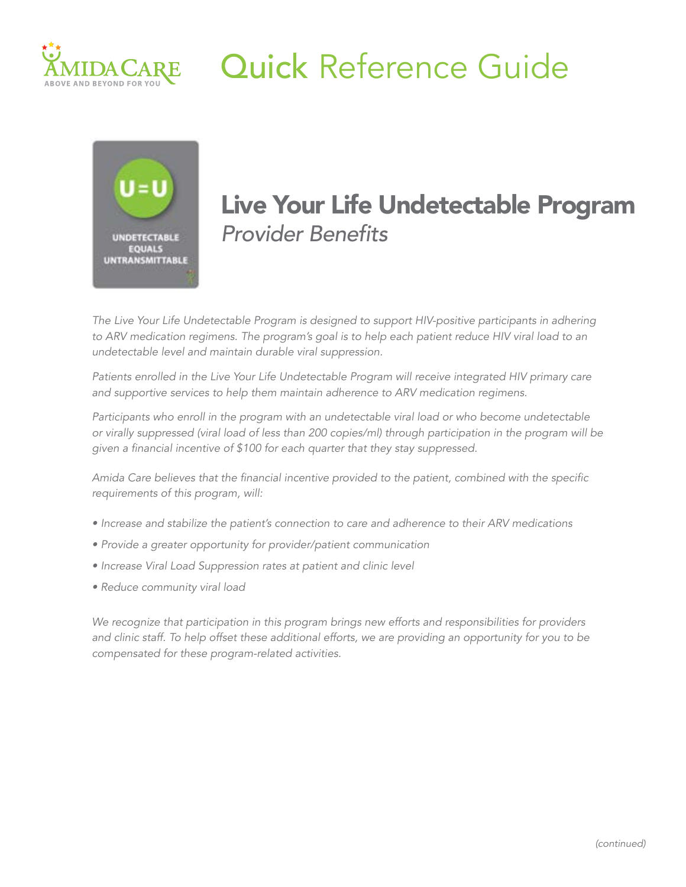# Quick Reference Guide

U=U

UNDETECTABLE EQUALS UNTRANSMITTABLE

## Live Your Life Undetectable Program

### *Provider Benefits*

*The Live Your Life Undetectable Program is designed to support HIV-positive participants in adhering to ARV medication regimens. The program's goal is to help each patient reduce HIV viral load to an undetectable level and maintain durable viral suppression.*

*Patients enrolled in the Live Your Life Undetectable Program will receive integrated HIV primary care and supportive services to help them maintain adherence to ARV medication regimens.*

*Participants who enroll in the program with an undetectable viral load or who become undetectable or virally suppressed (viral load of less than 200 copies/ml) through participation in the program will be given a financial incentive of $100 for each quarter that they stay suppressed.*

*Amida Care believes that the financial incentive provided to the patient, combined with the specific requirements of this program, will:*

- *Increase and stabilize the patient's connection to care and adherence to their ARV medications*
- *Provide a greater opportunity for provider/patient communication*
- *Increase Viral Load Suppression rates at patient and clinic level*
- *Reduce community viral load*

*We recognize that participation in this program brings new efforts and responsibilities for providers and clinic staff. To help offset these additional efforts, we are providing an opportunity for you to be compensated for these program-related activities.*

*(continued)*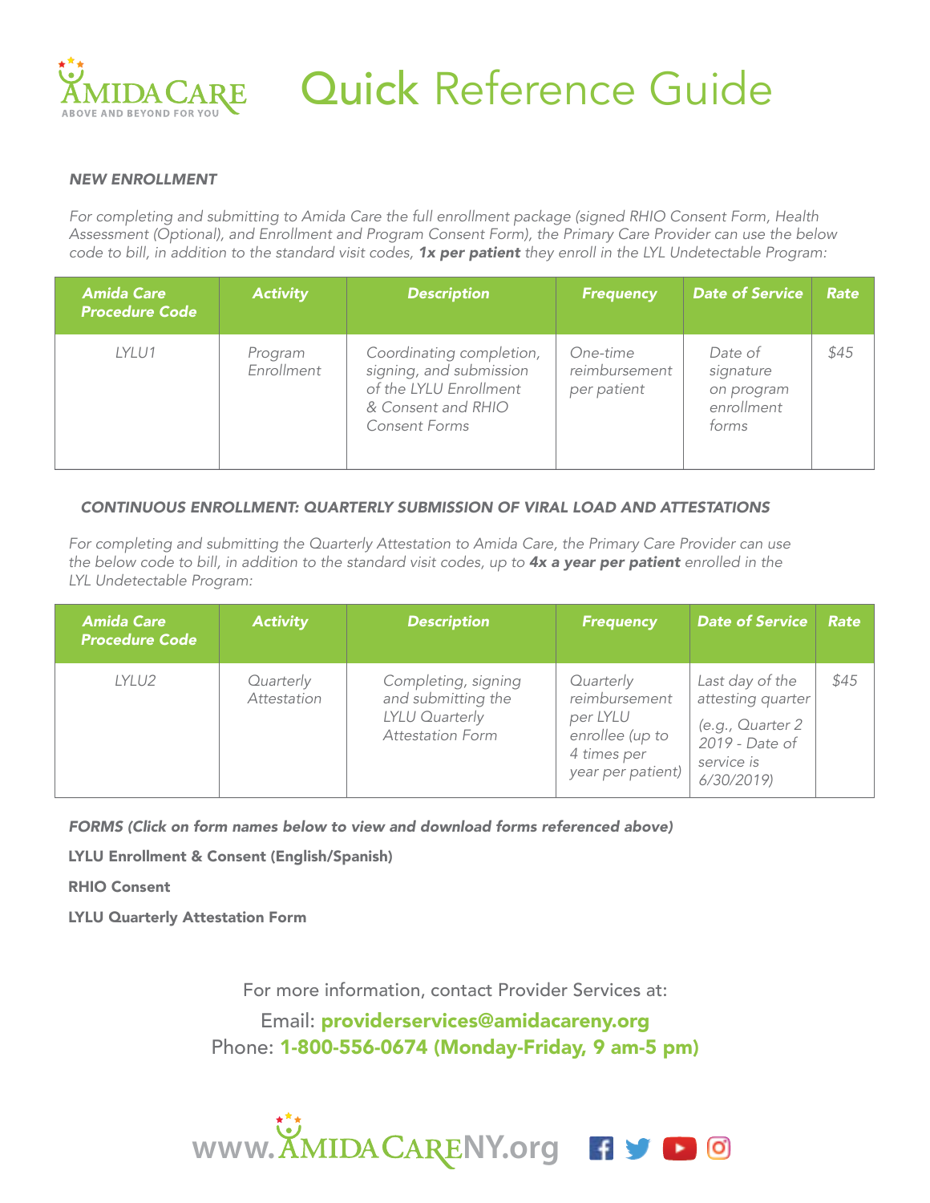# Quick Reference Guide

### *NEW ENROLLMENT*

*For completing and submitting to Amida Care the full enrollment package (signed RHIO Consent Form, Health Assessment (Optional), and Enrollment and Program Consent Form), the Primary Care Provider can use the below code to bill, in addition to the standard visit codes, **1x per patient** they enroll in the LYL Undetectable Program:*

| Amida Care Procedure Code | Activity | Description | Frequency | Date of Service | Rate |
|---|---|---|---|---|---|
| *LYLU1* | *Program Enrollment* | *Coordinating completion, signing, and submission of the LYLU Enrollment & Consent and RHIO Consent Forms* | *One-time reimbursement per patient* | *Date of signature on program enrollment forms* | *$45* |

### *CONTINUOUS ENROLLMENT: QUARTERLY SUBMISSION OF VIRAL LOAD AND ATTESTATIONS*

*For completing and submitting the Quarterly Attestation to Amida Care, the Primary Care Provider can use the below code to bill, in addition to the standard visit codes, up to **4x a year per patient** enrolled in the LYL Undetectable Program:*

| Amida Care Procedure Code | Activity | Description | Frequency | Date of Service | Rate |
|---|---|---|---|---|---|
| *LYLU2* | *Quarterly Attestation* | *Completing, signing and submitting the LYLU Quarterly Attestation Form* | *Quarterly reimbursement per LYLU enrollee (up to 4 times per year per patient)* | *Last day of the attesting quarter (e.g., Quarter 2 2019 - Date of service is 6/30/2019)* | *$45* |

***FORMS (Click on form names below to view and download forms referenced above)***

**LYLU Enrollment & Consent (English/Spanish)**

**RHIO Consent**

**LYLU Quarterly Attestation Form**

For more information, contact Provider Services at:

Email: **providerservices@amidacareny.org**
Phone: **1-800-556-0674 (Monday-Friday, 9 am-5 pm)**

www.AMIDACARENY.org